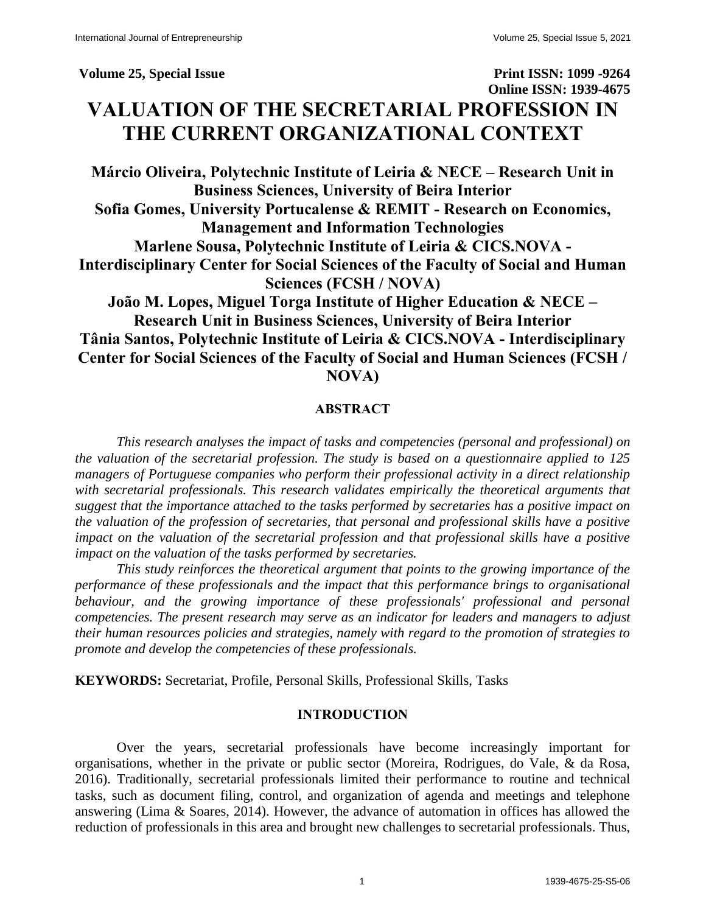**Volume 25, Special Issue** **Print ISSN: 1099 -9264**
**Online ISSN: 1939-4675**

# VALUATION OF THE SECRETARIAL PROFESSION IN THE CURRENT ORGANIZATIONAL CONTEXT

**Márcio Oliveira, Polytechnic Institute of Leiria & NECE – Research Unit in Business Sciences, University of Beira Interior**
**Sofia Gomes, University Portucalense & REMIT - Research on Economics, Management and Information Technologies**
**Marlene Sousa, Polytechnic Institute of Leiria & CICS.NOVA - Interdisciplinary Center for Social Sciences of the Faculty of Social and Human Sciences (FCSH / NOVA)**
**João M. Lopes, Miguel Torga Institute of Higher Education & NECE – Research Unit in Business Sciences, University of Beira Interior**
**Tânia Santos, Polytechnic Institute of Leiria & CICS.NOVA - Interdisciplinary Center for Social Sciences of the Faculty of Social and Human Sciences (FCSH / NOVA)**

## ABSTRACT

*This research analyses the impact of tasks and competencies (personal and professional) on the valuation of the secretarial profession. The study is based on a questionnaire applied to 125 managers of Portuguese companies who perform their professional activity in a direct relationship with secretarial professionals. This research validates empirically the theoretical arguments that suggest that the importance attached to the tasks performed by secretaries has a positive impact on the valuation of the profession of secretaries, that personal and professional skills have a positive impact on the valuation of the secretarial profession and that professional skills have a positive impact on the valuation of the tasks performed by secretaries.*

*This study reinforces the theoretical argument that points to the growing importance of the performance of these professionals and the impact that this performance brings to organisational behaviour, and the growing importance of these professionals' professional and personal competencies. The present research may serve as an indicator for leaders and managers to adjust their human resources policies and strategies, namely with regard to the promotion of strategies to promote and develop the competencies of these professionals.*

**KEYWORDS:** Secretariat, Profile, Personal Skills, Professional Skills, Tasks

## INTRODUCTION

Over the years, secretarial professionals have become increasingly important for organisations, whether in the private or public sector (Moreira, Rodrigues, do Vale, & da Rosa, 2016). Traditionally, secretarial professionals limited their performance to routine and technical tasks, such as document filing, control, and organization of agenda and meetings and telephone answering (Lima & Soares, 2014). However, the advance of automation in offices has allowed the reduction of professionals in this area and brought new challenges to secretarial professionals. Thus,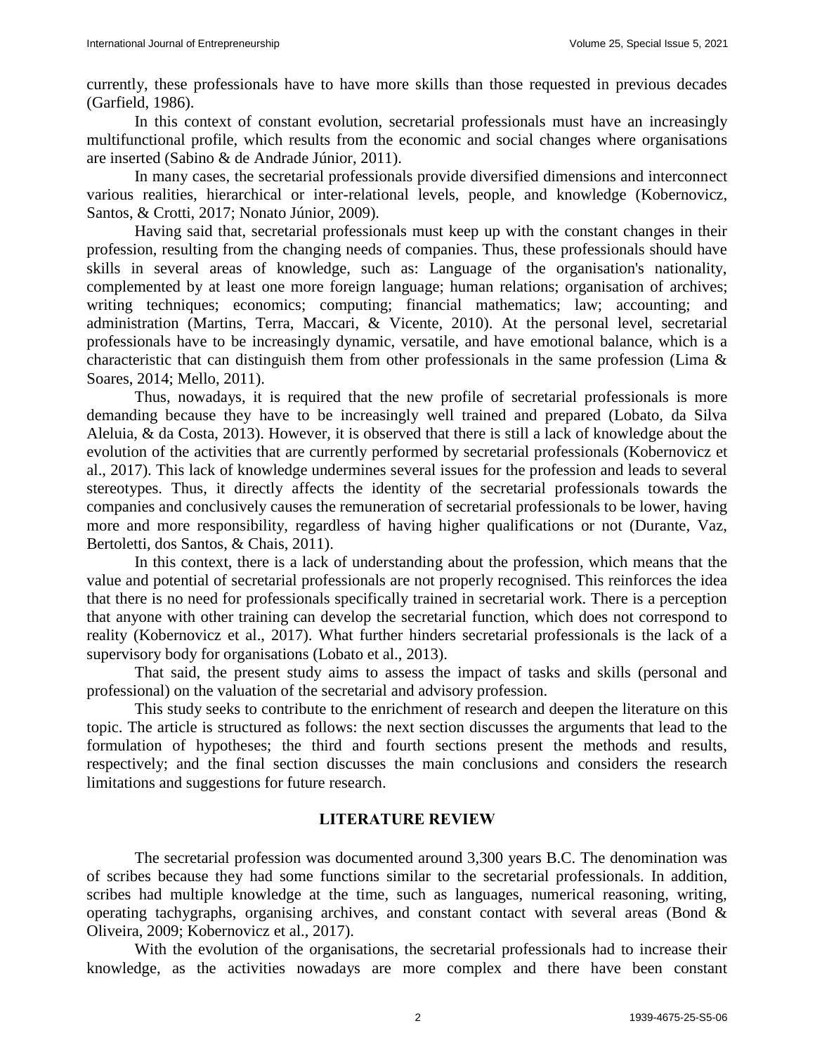currently, these professionals have to have more skills than those requested in previous decades (Garfield, 1986).

In this context of constant evolution, secretarial professionals must have an increasingly multifunctional profile, which results from the economic and social changes where organisations are inserted (Sabino & de Andrade Júnior, 2011).

In many cases, the secretarial professionals provide diversified dimensions and interconnect various realities, hierarchical or inter-relational levels, people, and knowledge (Kobernovicz, Santos, & Crotti, 2017; Nonato Júnior, 2009).

Having said that, secretarial professionals must keep up with the constant changes in their profession, resulting from the changing needs of companies. Thus, these professionals should have skills in several areas of knowledge, such as: Language of the organisation's nationality, complemented by at least one more foreign language; human relations; organisation of archives; writing techniques; economics; computing; financial mathematics; law; accounting; and administration (Martins, Terra, Maccari, & Vicente, 2010). At the personal level, secretarial professionals have to be increasingly dynamic, versatile, and have emotional balance, which is a characteristic that can distinguish them from other professionals in the same profession (Lima & Soares, 2014; Mello, 2011).

Thus, nowadays, it is required that the new profile of secretarial professionals is more demanding because they have to be increasingly well trained and prepared (Lobato, da Silva Aleluia, & da Costa, 2013). However, it is observed that there is still a lack of knowledge about the evolution of the activities that are currently performed by secretarial professionals (Kobernovicz et al., 2017). This lack of knowledge undermines several issues for the profession and leads to several stereotypes. Thus, it directly affects the identity of the secretarial professionals towards the companies and conclusively causes the remuneration of secretarial professionals to be lower, having more and more responsibility, regardless of having higher qualifications or not (Durante, Vaz, Bertoletti, dos Santos, & Chais, 2011).

In this context, there is a lack of understanding about the profession, which means that the value and potential of secretarial professionals are not properly recognised. This reinforces the idea that there is no need for professionals specifically trained in secretarial work. There is a perception that anyone with other training can develop the secretarial function, which does not correspond to reality (Kobernovicz et al., 2017). What further hinders secretarial professionals is the lack of a supervisory body for organisations (Lobato et al., 2013).

That said, the present study aims to assess the impact of tasks and skills (personal and professional) on the valuation of the secretarial and advisory profession.

This study seeks to contribute to the enrichment of research and deepen the literature on this topic. The article is structured as follows: the next section discusses the arguments that lead to the formulation of hypotheses; the third and fourth sections present the methods and results, respectively; and the final section discusses the main conclusions and considers the research limitations and suggestions for future research.

## LITERATURE REVIEW

The secretarial profession was documented around 3,300 years B.C. The denomination was of scribes because they had some functions similar to the secretarial professionals. In addition, scribes had multiple knowledge at the time, such as languages, numerical reasoning, writing, operating tachygraphs, organising archives, and constant contact with several areas (Bond & Oliveira, 2009; Kobernovicz et al., 2017).

With the evolution of the organisations, the secretarial professionals had to increase their knowledge, as the activities nowadays are more complex and there have been constant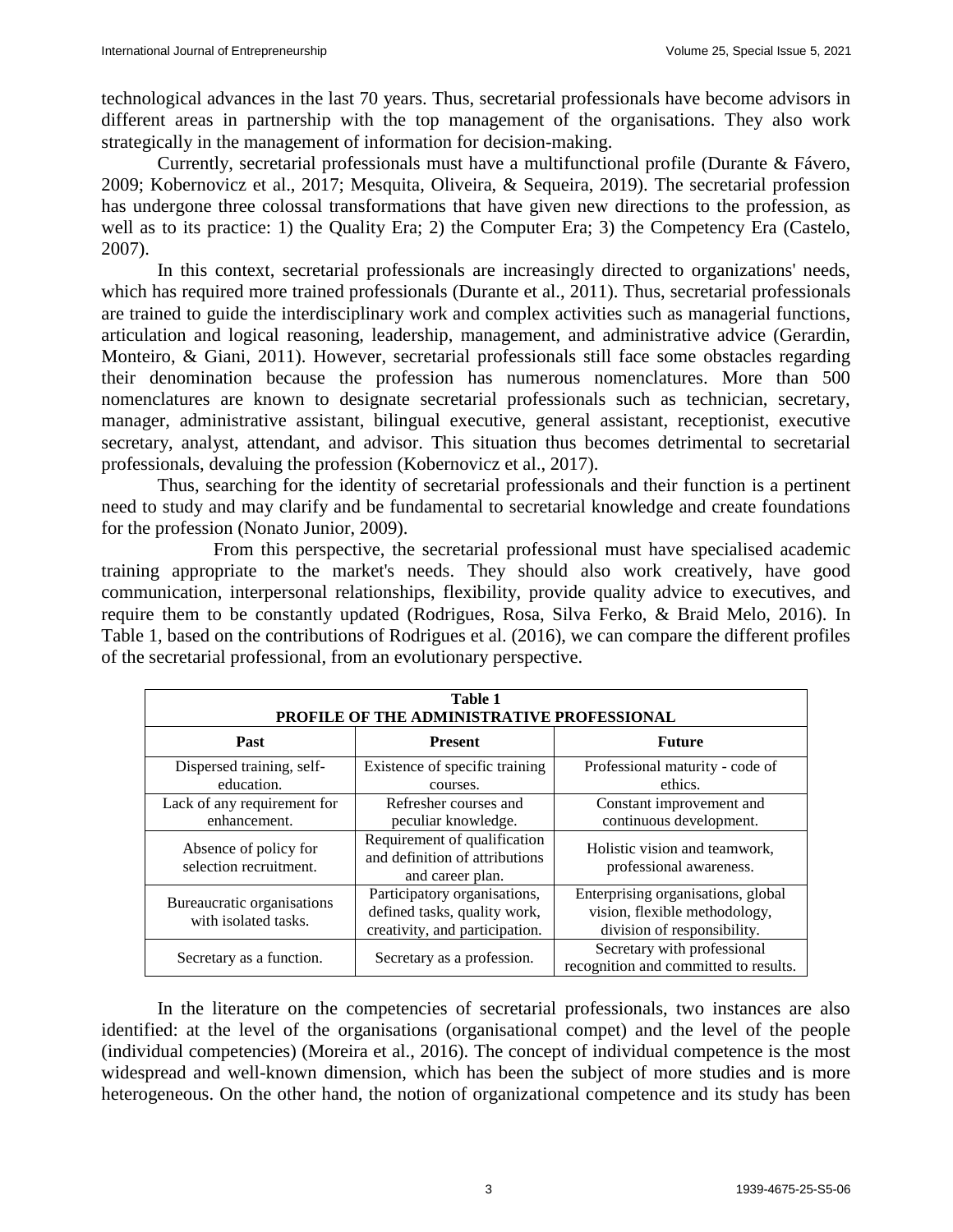technological advances in the last 70 years. Thus, secretarial professionals have become advisors in different areas in partnership with the top management of the organisations. They also work strategically in the management of information for decision-making.

Currently, secretarial professionals must have a multifunctional profile (Durante & Fávero, 2009; Kobernovicz et al., 2017; Mesquita, Oliveira, & Sequeira, 2019). The secretarial profession has undergone three colossal transformations that have given new directions to the profession, as well as to its practice: 1) the Quality Era; 2) the Computer Era; 3) the Competency Era (Castelo, 2007).

In this context, secretarial professionals are increasingly directed to organizations' needs, which has required more trained professionals (Durante et al., 2011). Thus, secretarial professionals are trained to guide the interdisciplinary work and complex activities such as managerial functions, articulation and logical reasoning, leadership, management, and administrative advice (Gerardin, Monteiro, & Giani, 2011). However, secretarial professionals still face some obstacles regarding their denomination because the profession has numerous nomenclatures. More than 500 nomenclatures are known to designate secretarial professionals such as technician, secretary, manager, administrative assistant, bilingual executive, general assistant, receptionist, executive secretary, analyst, attendant, and advisor. This situation thus becomes detrimental to secretarial professionals, devaluing the profession (Kobernovicz et al., 2017).

Thus, searching for the identity of secretarial professionals and their function is a pertinent need to study and may clarify and be fundamental to secretarial knowledge and create foundations for the profession (Nonato Junior, 2009).

From this perspective, the secretarial professional must have specialised academic training appropriate to the market's needs. They should also work creatively, have good communication, interpersonal relationships, flexibility, provide quality advice to executives, and require them to be constantly updated (Rodrigues, Rosa, Silva Ferko, & Braid Melo, 2016). In Table 1, based on the contributions of Rodrigues et al. (2016), we can compare the different profiles of the secretarial professional, from an evolutionary perspective.

**Table 1**
**PROFILE OF THE ADMINISTRATIVE PROFESSIONAL**

| Past | Present | Future |
|---|---|---|
| Dispersed training, self-education. | Existence of specific training courses. | Professional maturity - code of ethics. |
| Lack of any requirement for enhancement. | Refresher courses and peculiar knowledge. | Constant improvement and continuous development. |
| Absence of policy for selection recruitment. | Requirement of qualification and definition of attributions and career plan. | Holistic vision and teamwork, professional awareness. |
| Bureaucratic organisations with isolated tasks. | Participatory organisations, defined tasks, quality work, creativity, and participation. | Enterprising organisations, global vision, flexible methodology, division of responsibility. |
| Secretary as a function. | Secretary as a profession. | Secretary with professional recognition and committed to results. |

In the literature on the competencies of secretarial professionals, two instances are also identified: at the level of the organisations (organisational compet) and the level of the people (individual competencies) (Moreira et al., 2016). The concept of individual competence is the most widespread and well-known dimension, which has been the subject of more studies and is more heterogeneous. On the other hand, the notion of organizational competence and its study has been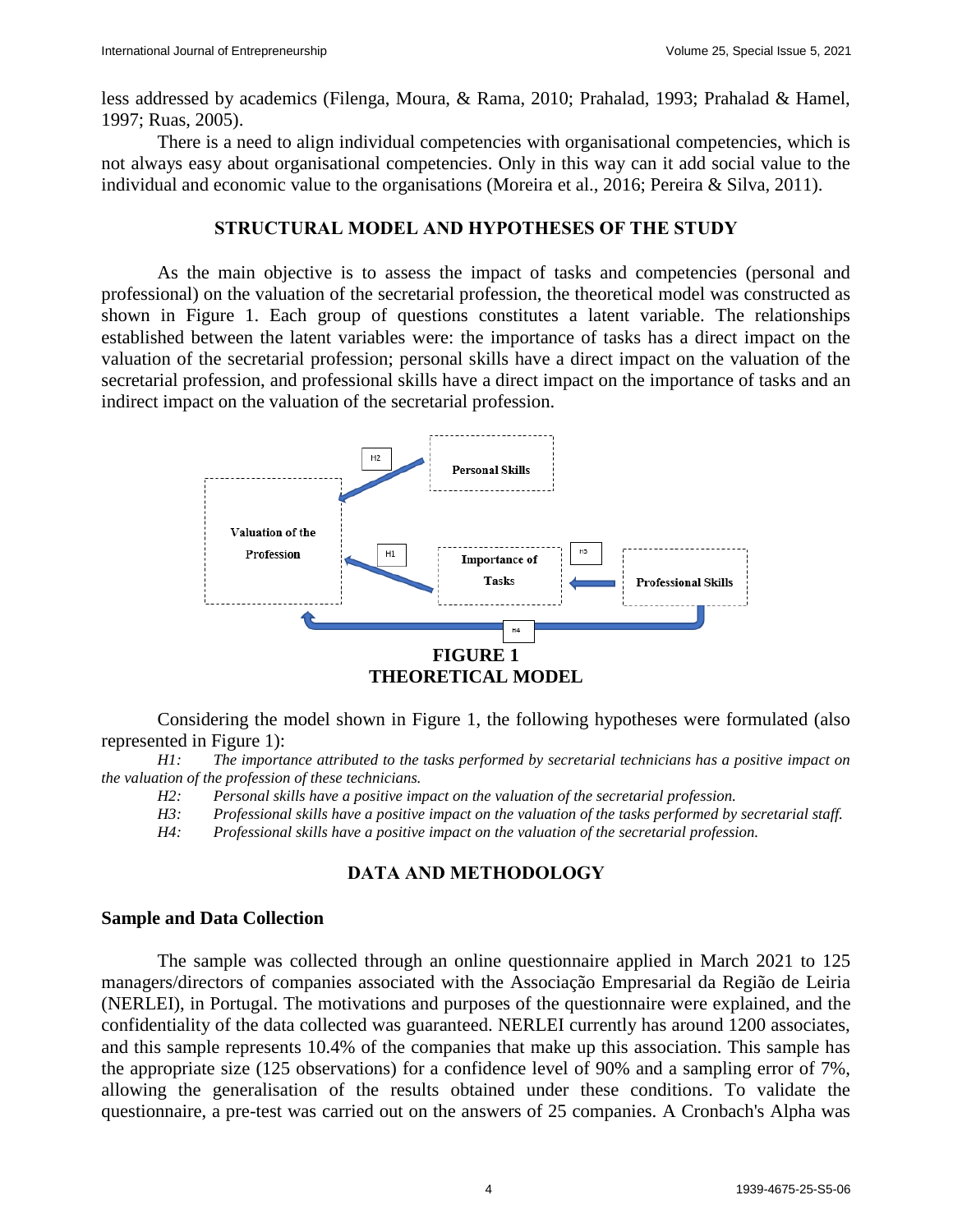less addressed by academics (Filenga, Moura, & Rama, 2010; Prahalad, 1993; Prahalad & Hamel, 1997; Ruas, 2005).

There is a need to align individual competencies with organisational competencies, which is not always easy about organisational competencies. Only in this way can it add social value to the individual and economic value to the organisations (Moreira et al., 2016; Pereira & Silva, 2011).

## STRUCTURAL MODEL AND HYPOTHESES OF THE STUDY

As the main objective is to assess the impact of tasks and competencies (personal and professional) on the valuation of the secretarial profession, the theoretical model was constructed as shown in Figure 1. Each group of questions constitutes a latent variable. The relationships established between the latent variables were: the importance of tasks has a direct impact on the valuation of the secretarial profession; personal skills have a direct impact on the valuation of the secretarial profession, and professional skills have a direct impact on the importance of tasks and an indirect impact on the valuation of the secretarial profession.

H2

Personal Skills

Valuation of the Profession

H1

Importance of Tasks

H3

Professional Skills

H4

**FIGURE 1**
**THEORETICAL MODEL**

Considering the model shown in Figure 1, the following hypotheses were formulated (also represented in Figure 1):

*H1: The importance attributed to the tasks performed by secretarial technicians has a positive impact on the valuation of the profession of these technicians.*

*H2: Personal skills have a positive impact on the valuation of the secretarial profession.*

*H3: Professional skills have a positive impact on the valuation of the tasks performed by secretarial staff.*

*H4: Professional skills have a positive impact on the valuation of the secretarial profession.*

## DATA AND METHODOLOGY

### Sample and Data Collection

The sample was collected through an online questionnaire applied in March 2021 to 125 managers/directors of companies associated with the Associação Empresarial da Região de Leiria (NERLEI), in Portugal. The motivations and purposes of the questionnaire were explained, and the confidentiality of the data collected was guaranteed. NERLEI currently has around 1200 associates, and this sample represents 10.4% of the companies that make up this association. This sample has the appropriate size (125 observations) for a confidence level of 90% and a sampling error of 7%, allowing the generalisation of the results obtained under these conditions. To validate the questionnaire, a pre-test was carried out on the answers of 25 companies. A Cronbach's Alpha was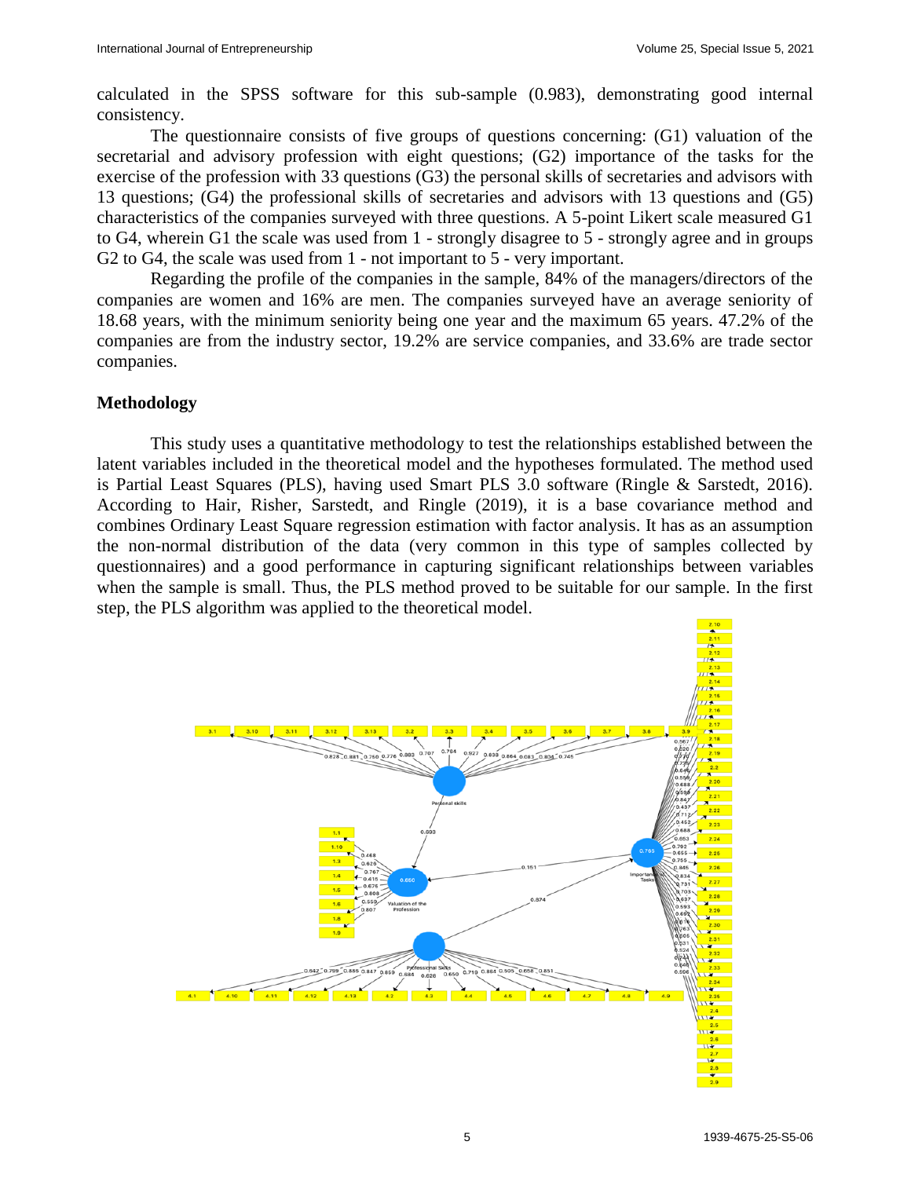calculated in the SPSS software for this sub-sample (0.983), demonstrating good internal consistency.

The questionnaire consists of five groups of questions concerning: (G1) valuation of the secretarial and advisory profession with eight questions; (G2) importance of the tasks for the exercise of the profession with 33 questions (G3) the personal skills of secretaries and advisors with 13 questions; (G4) the professional skills of secretaries and advisors with 13 questions and (G5) characteristics of the companies surveyed with three questions. A 5-point Likert scale measured G1 to G4, wherein G1 the scale was used from 1 - strongly disagree to 5 - strongly agree and in groups G2 to G4, the scale was used from 1 - not important to 5 - very important.

Regarding the profile of the companies in the sample, 84% of the managers/directors of the companies are women and 16% are men. The companies surveyed have an average seniority of 18.68 years, with the minimum seniority being one year and the maximum 65 years. 47.2% of the companies are from the industry sector, 19.2% are service companies, and 33.6% are trade sector companies.

## Methodology

This study uses a quantitative methodology to test the relationships established between the latent variables included in the theoretical model and the hypotheses formulated. The method used is Partial Least Squares (PLS), having used Smart PLS 3.0 software (Ringle & Sarstedt, 2016). According to Hair, Risher, Sarstedt, and Ringle (2019), it is a base covariance method and combines Ordinary Least Square regression estimation with factor analysis. It has as an assumption the non-normal distribution of the data (very common in this type of samples collected by questionnaires) and a good performance in capturing significant relationships between variables when the sample is small. Thus, the PLS method proved to be suitable for our sample. In the first step, the PLS algorithm was applied to the theoretical model.

Personal skills
0.828 0.881 0.750 0.776 0.883 0.707 0.764 0.927 0.838 0.864 0.683 0.804 0.745
0.693
Valuation of the Profession
0.650
0.468 0.629 0.767 0.415 0.675 0.808 0.559 0.807
0.151
Importance of Tasks
0.765
0.874
Professional Skills
0.642 0.799 0.885 0.847 0.859 0.884 0.628 0.650 0.719 0.864 0.505 0.668 0.851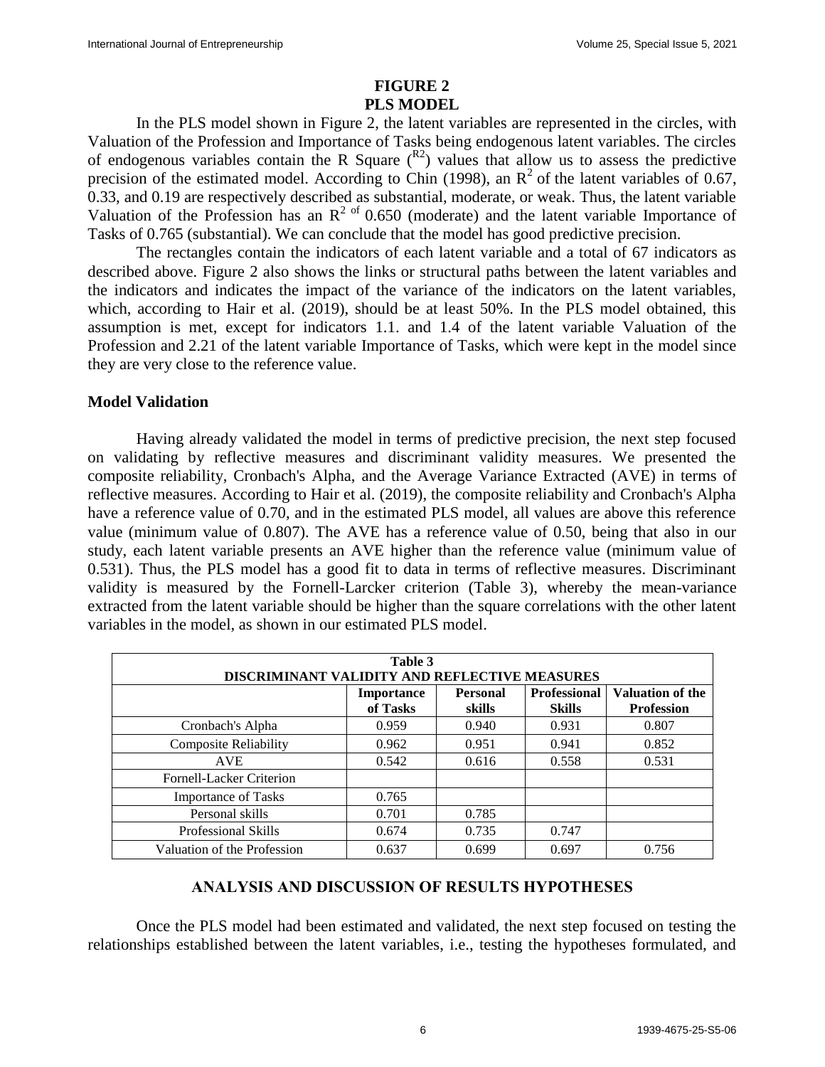**FIGURE 2**
**PLS MODEL**

In the PLS model shown in Figure 2, the latent variables are represented in the circles, with Valuation of the Profession and Importance of Tasks being endogenous latent variables. The circles of endogenous variables contain the R Square ($^{R2}$) values that allow us to assess the predictive precision of the estimated model. According to Chin (1998), an $R^2$ of the latent variables of 0.67, 0.33, and 0.19 are respectively described as substantial, moderate, or weak. Thus, the latent variable Valuation of the Profession has an $R^{2 \text{ of}}$ 0.650 (moderate) and the latent variable Importance of Tasks of 0.765 (substantial). We can conclude that the model has good predictive precision.

The rectangles contain the indicators of each latent variable and a total of 67 indicators as described above. Figure 2 also shows the links or structural paths between the latent variables and the indicators and indicates the impact of the variance of the indicators on the latent variables, which, according to Hair et al. (2019), should be at least 50%. In the PLS model obtained, this assumption is met, except for indicators 1.1. and 1.4 of the latent variable Valuation of the Profession and 2.21 of the latent variable Importance of Tasks, which were kept in the model since they are very close to the reference value.

## Model Validation

Having already validated the model in terms of predictive precision, the next step focused on validating by reflective measures and discriminant validity measures. We presented the composite reliability, Cronbach's Alpha, and the Average Variance Extracted (AVE) in terms of reflective measures. According to Hair et al. (2019), the composite reliability and Cronbach's Alpha have a reference value of 0.70, and in the estimated PLS model, all values are above this reference value (minimum value of 0.807). The AVE has a reference value of 0.50, being that also in our study, each latent variable presents an AVE higher than the reference value (minimum value of 0.531). Thus, the PLS model has a good fit to data in terms of reflective measures. Discriminant validity is measured by the Fornell-Larcker criterion (Table 3), whereby the mean-variance extracted from the latent variable should be higher than the square correlations with the other latent variables in the model, as shown in our estimated PLS model.

**Table 3**
**DISCRIMINANT VALIDITY AND REFLECTIVE MEASURES**

| | Importance of Tasks | Personal skills | Professional Skills | Valuation of the Profession |
|---|---|---|---|---|
| Cronbach's Alpha | 0.959 | 0.940 | 0.931 | 0.807 |
| Composite Reliability | 0.962 | 0.951 | 0.941 | 0.852 |
| AVE | 0.542 | 0.616 | 0.558 | 0.531 |
| Fornell-Lacker Criterion | | | | |
| Importance of Tasks | 0.765 | | | |
| Personal skills | 0.701 | 0.785 | | |
| Professional Skills | 0.674 | 0.735 | 0.747 | |
| Valuation of the Profession | 0.637 | 0.699 | 0.697 | 0.756 |

## ANALYSIS AND DISCUSSION OF RESULTS HYPOTHESES

Once the PLS model had been estimated and validated, the next step focused on testing the relationships established between the latent variables, i.e., testing the hypotheses formulated, and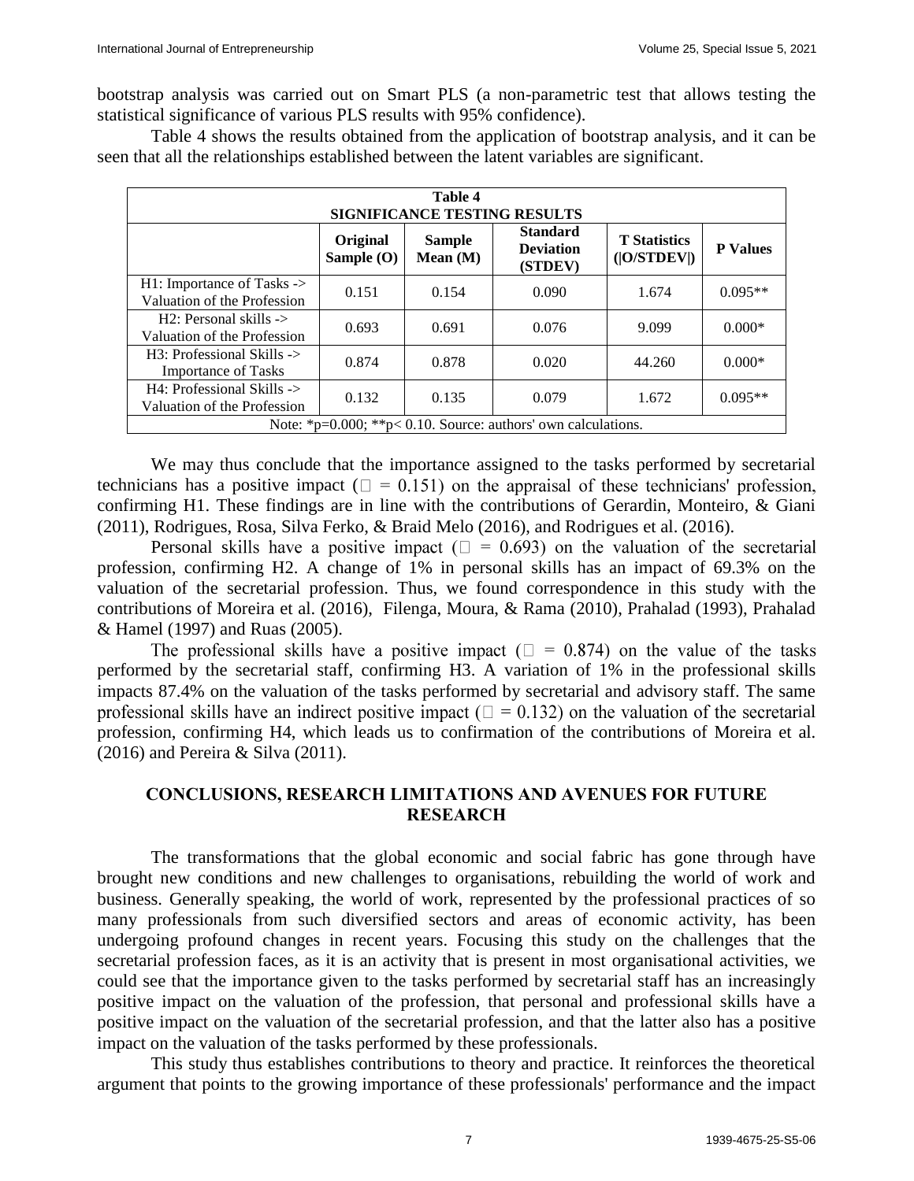bootstrap analysis was carried out on Smart PLS (a non-parametric test that allows testing the statistical significance of various PLS results with 95% confidence).

Table 4 shows the results obtained from the application of bootstrap analysis, and it can be seen that all the relationships established between the latent variables are significant.

**Table 4**
**SIGNIFICANCE TESTING RESULTS**

| | Original Sample (O) | Sample Mean (M) | Standard Deviation (STDEV) | T Statistics (\|O/STDEV\|) | P Values |
|---|---|---|---|---|---|
| H1: Importance of Tasks -> Valuation of the Profession | 0.151 | 0.154 | 0.090 | 1.674 | 0.095** |
| H2: Personal skills -> Valuation of the Profession | 0.693 | 0.691 | 0.076 | 9.099 | 0.000* |
| H3: Professional Skills -> Importance of Tasks | 0.874 | 0.878 | 0.020 | 44.260 | 0.000* |
| H4: Professional Skills -> Valuation of the Profession | 0.132 | 0.135 | 0.079 | 1.672 | 0.095** |

Note: *p=0.000; **p< 0.10. Source: authors' own calculations.

We may thus conclude that the importance assigned to the tasks performed by secretarial technicians has a positive impact ($\beta$ = 0.151) on the appraisal of these technicians' profession, confirming H1. These findings are in line with the contributions of Gerardin, Monteiro, & Giani (2011), Rodrigues, Rosa, Silva Ferko, & Braid Melo (2016), and Rodrigues et al. (2016).

Personal skills have a positive impact ($\beta$ = 0.693) on the valuation of the secretarial profession, confirming H2. A change of 1% in personal skills has an impact of 69.3% on the valuation of the secretarial profession. Thus, we found correspondence in this study with the contributions of Moreira et al. (2016), Filenga, Moura, & Rama (2010), Prahalad (1993), Prahalad & Hamel (1997) and Ruas (2005).

The professional skills have a positive impact ($\beta$ = 0.874) on the value of the tasks performed by the secretarial staff, confirming H3. A variation of 1% in the professional skills impacts 87.4% on the valuation of the tasks performed by secretarial and advisory staff. The same professional skills have an indirect positive impact ($\beta$ = 0.132) on the valuation of the secretarial profession, confirming H4, which leads us to confirmation of the contributions of Moreira et al. (2016) and Pereira & Silva (2011).

## CONCLUSIONS, RESEARCH LIMITATIONS AND AVENUES FOR FUTURE RESEARCH

The transformations that the global economic and social fabric has gone through have brought new conditions and new challenges to organisations, rebuilding the world of work and business. Generally speaking, the world of work, represented by the professional practices of so many professionals from such diversified sectors and areas of economic activity, has been undergoing profound changes in recent years. Focusing this study on the challenges that the secretarial profession faces, as it is an activity that is present in most organisational activities, we could see that the importance given to the tasks performed by secretarial staff has an increasingly positive impact on the valuation of the profession, that personal and professional skills have a positive impact on the valuation of the secretarial profession, and that the latter also has a positive impact on the valuation of the tasks performed by these professionals.

This study thus establishes contributions to theory and practice. It reinforces the theoretical argument that points to the growing importance of these professionals' performance and the impact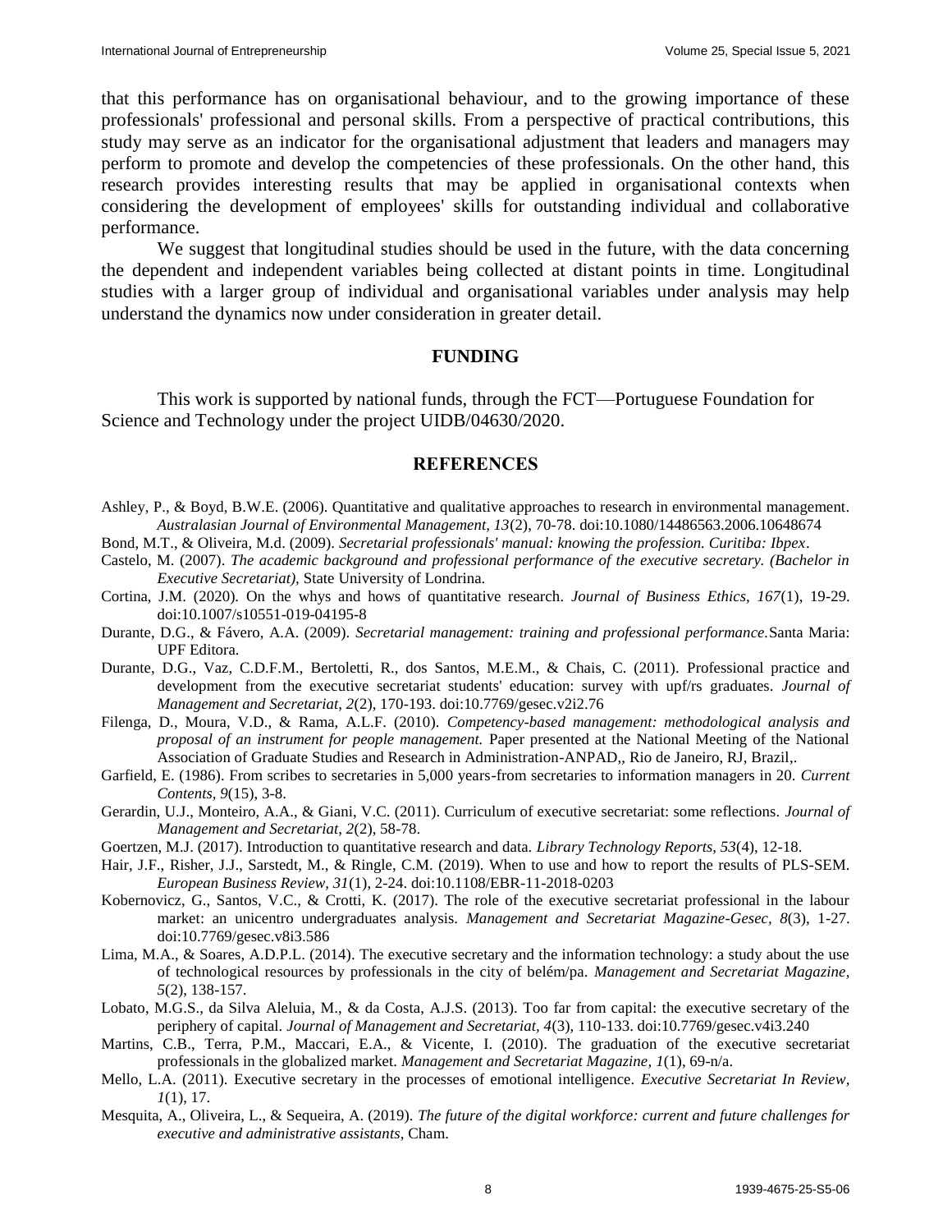that this performance has on organisational behaviour, and to the growing importance of these professionals' professional and personal skills. From a perspective of practical contributions, this study may serve as an indicator for the organisational adjustment that leaders and managers may perform to promote and develop the competencies of these professionals. On the other hand, this research provides interesting results that may be applied in organisational contexts when considering the development of employees' skills for outstanding individual and collaborative performance.

We suggest that longitudinal studies should be used in the future, with the data concerning the dependent and independent variables being collected at distant points in time. Longitudinal studies with a larger group of individual and organisational variables under analysis may help understand the dynamics now under consideration in greater detail.

## FUNDING

This work is supported by national funds, through the FCT—Portuguese Foundation for Science and Technology under the project UIDB/04630/2020.

## REFERENCES

Ashley, P., & Boyd, B.W.E. (2006). Quantitative and qualitative approaches to research in environmental management. *Australasian Journal of Environmental Management, 13*(2), 70-78. doi:10.1080/14486563.2006.10648674

Bond, M.T., & Oliveira, M.d. (2009). *Secretarial professionals' manual: knowing the profession. Curitiba: Ibpex*.

Castelo, M. (2007). *The academic background and professional performance of the executive secretary. (Bachelor in Executive Secretariat),* State University of Londrina.

Cortina, J.M. (2020). On the whys and hows of quantitative research. *Journal of Business Ethics, 167*(1), 19-29. doi:10.1007/s10551-019-04195-8

Durante, D.G., & Fávero, A.A. (2009). *Secretarial management: training and professional performance.*Santa Maria: UPF Editora.

Durante, D.G., Vaz, C.D.F.M., Bertoletti, R., dos Santos, M.E.M., & Chais, C. (2011). Professional practice and development from the executive secretariat students' education: survey with upf/rs graduates. *Journal of Management and Secretariat, 2*(2), 170-193. doi:10.7769/gesec.v2i2.76

Filenga, D., Moura, V.D., & Rama, A.L.F. (2010). *Competency-based management: methodological analysis and proposal of an instrument for people management.* Paper presented at the National Meeting of the National Association of Graduate Studies and Research in Administration-ANPAD,, Rio de Janeiro, RJ, Brazil,.

Garfield, E. (1986). From scribes to secretaries in 5,000 years-from secretaries to information managers in 20. *Current Contents, 9*(15), 3-8.

Gerardin, U.J., Monteiro, A.A., & Giani, V.C. (2011). Curriculum of executive secretariat: some reflections. *Journal of Management and Secretariat, 2*(2), 58-78.

Goertzen, M.J. (2017). Introduction to quantitative research and data. *Library Technology Reports, 53*(4), 12-18.

Hair, J.F., Risher, J.J., Sarstedt, M., & Ringle, C.M. (2019). When to use and how to report the results of PLS-SEM. *European Business Review, 31*(1), 2-24. doi:10.1108/EBR-11-2018-0203

Kobernovicz, G., Santos, V.C., & Crotti, K. (2017). The role of the executive secretariat professional in the labour market: an unicentro undergraduates analysis. *Management and Secretariat Magazine-Gesec, 8*(3), 1-27. doi:10.7769/gesec.v8i3.586

Lima, M.A., & Soares, A.D.P.L. (2014). The executive secretary and the information technology: a study about the use of technological resources by professionals in the city of belém/pa. *Management and Secretariat Magazine, 5*(2), 138-157.

Lobato, M.G.S., da Silva Aleluia, M., & da Costa, A.J.S. (2013). Too far from capital: the executive secretary of the periphery of capital. *Journal of Management and Secretariat, 4*(3), 110-133. doi:10.7769/gesec.v4i3.240

Martins, C.B., Terra, P.M., Maccari, E.A., & Vicente, I. (2010). The graduation of the executive secretariat professionals in the globalized market. *Management and Secretariat Magazine, 1*(1), 69-n/a.

Mello, L.A. (2011). Executive secretary in the processes of emotional intelligence. *Executive Secretariat In Review, 1*(1), 17.

Mesquita, A., Oliveira, L., & Sequeira, A. (2019). *The future of the digital workforce: current and future challenges for executive and administrative assistants*, Cham.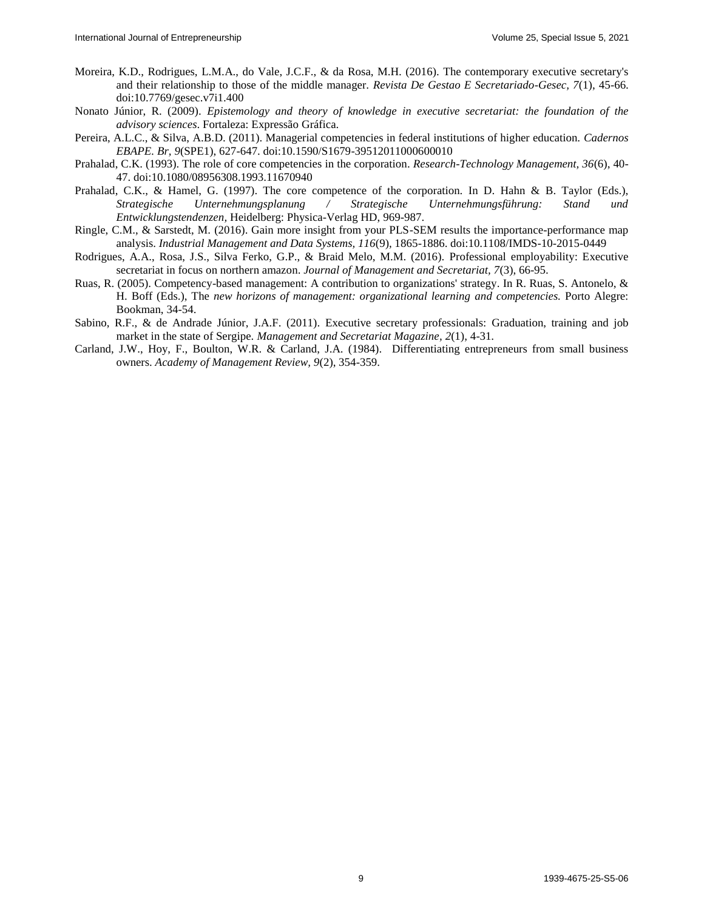Moreira, K.D., Rodrigues, L.M.A., do Vale, J.C.F., & da Rosa, M.H. (2016). The contemporary executive secretary's and their relationship to those of the middle manager. *Revista De Gestao E Secretariado-Gesec, 7*(1), 45-66. doi:10.7769/gesec.v7i1.400

Nonato Júnior, R. (2009). *Epistemology and theory of knowledge in executive secretariat: the foundation of the advisory sciences*. Fortaleza: Expressão Gráfica.

Pereira, A.L.C., & Silva, A.B.D. (2011). Managerial competencies in federal institutions of higher education. *Cadernos EBAPE. Br, 9*(SPE1), 627-647. doi:10.1590/S1679-39512011000600010

Prahalad, C.K. (1993). The role of core competencies in the corporation. *Research-Technology Management, 36*(6), 40-47. doi:10.1080/08956308.1993.11670940

Prahalad, C.K., & Hamel, G. (1997). The core competence of the corporation. In D. Hahn & B. Taylor (Eds.), *Strategische Unternehmungsplanung / Strategische Unternehmungsführung: Stand und Entwicklungstendenzen*, Heidelberg: Physica-Verlag HD, 969-987.

Ringle, C.M., & Sarstedt, M. (2016). Gain more insight from your PLS-SEM results the importance-performance map analysis. *Industrial Management and Data Systems, 116*(9), 1865-1886. doi:10.1108/IMDS-10-2015-0449

Rodrigues, A.A., Rosa, J.S., Silva Ferko, G.P., & Braid Melo, M.M. (2016). Professional employability: Executive secretariat in focus on northern amazon. *Journal of Management and Secretariat, 7*(3), 66-95.

Ruas, R. (2005). Competency-based management: A contribution to organizations' strategy. In R. Ruas, S. Antonelo, & H. Boff (Eds.), The *new horizons of management: organizational learning and competencies.* Porto Alegre: Bookman, 34-54.

Sabino, R.F., & de Andrade Júnior, J.A.F. (2011). Executive secretary professionals: Graduation, training and job market in the state of Sergipe. *Management and Secretariat Magazine, 2*(1), 4-31.

Carland, J.W., Hoy, F., Boulton, W.R. & Carland, J.A. (1984). Differentiating entrepreneurs from small business owners. *Academy of Management Review, 9*(2), 354-359.